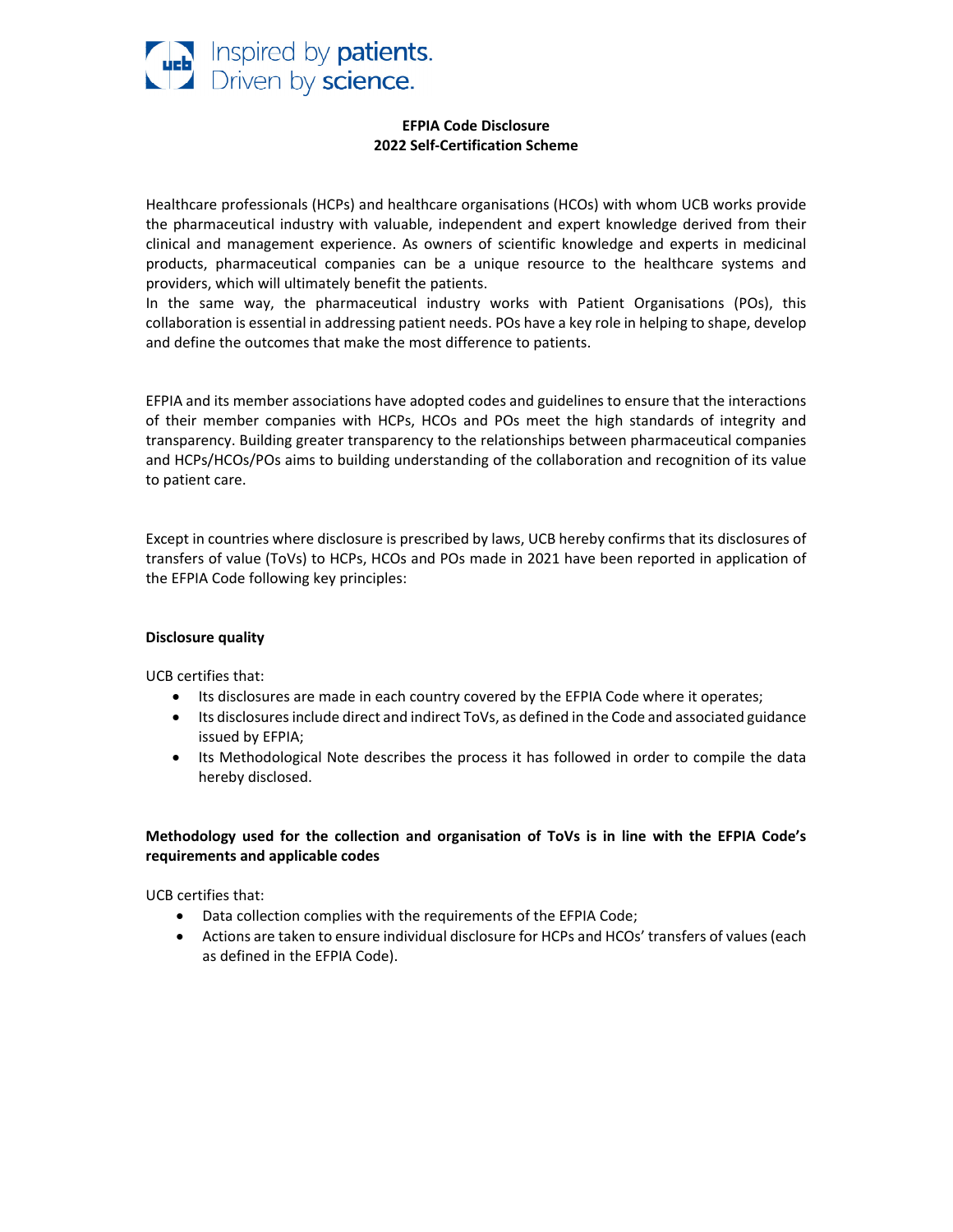Inspired by **patients.**
Driven by **science.**

**EFPIA Code Disclosure**
**2022 Self-Certification Scheme**

Healthcare professionals (HCPs) and healthcare organisations (HCOs) with whom UCB works provide the pharmaceutical industry with valuable, independent and expert knowledge derived from their clinical and management experience. As owners of scientific knowledge and experts in medicinal products, pharmaceutical companies can be a unique resource to the healthcare systems and providers, which will ultimately benefit the patients.
In the same way, the pharmaceutical industry works with Patient Organisations (POs), this collaboration is essential in addressing patient needs. POs have a key role in helping to shape, develop and define the outcomes that make the most difference to patients.

EFPIA and its member associations have adopted codes and guidelines to ensure that the interactions of their member companies with HCPs, HCOs and POs meet the high standards of integrity and transparency. Building greater transparency to the relationships between pharmaceutical companies and HCPs/HCOs/POs aims to building understanding of the collaboration and recognition of its value to patient care.

Except in countries where disclosure is prescribed by laws, UCB hereby confirms that its disclosures of transfers of value (ToVs) to HCPs, HCOs and POs made in 2021 have been reported in application of the EFPIA Code following key principles:

**Disclosure quality**

UCB certifies that:

- Its disclosures are made in each country covered by the EFPIA Code where it operates;
- Its disclosures include direct and indirect ToVs, as defined in the Code and associated guidance issued by EFPIA;
- Its Methodological Note describes the process it has followed in order to compile the data hereby disclosed.

**Methodology used for the collection and organisation of ToVs is in line with the EFPIA Code's requirements and applicable codes**

UCB certifies that:

- Data collection complies with the requirements of the EFPIA Code;
- Actions are taken to ensure individual disclosure for HCPs and HCOs' transfers of values (each as defined in the EFPIA Code).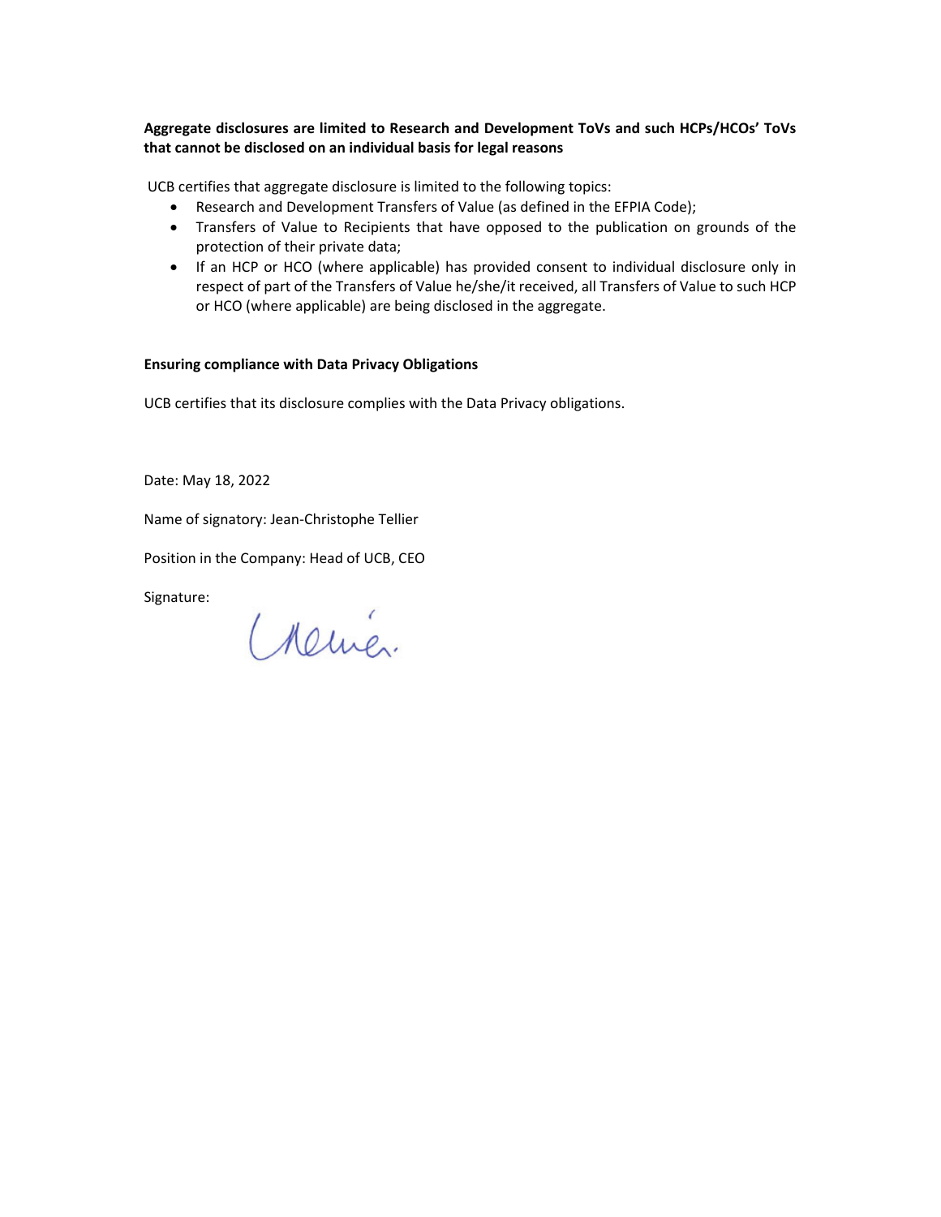**Aggregate disclosures are limited to Research and Development ToVs and such HCPs/HCOs' ToVs that cannot be disclosed on an individual basis for legal reasons**

UCB certifies that aggregate disclosure is limited to the following topics:

- Research and Development Transfers of Value (as defined in the EFPIA Code);
- Transfers of Value to Recipients that have opposed to the publication on grounds of the protection of their private data;
- If an HCP or HCO (where applicable) has provided consent to individual disclosure only in respect of part of the Transfers of Value he/she/it received, all Transfers of Value to such HCP or HCO (where applicable) are being disclosed in the aggregate.

**Ensuring compliance with Data Privacy Obligations**

UCB certifies that its disclosure complies with the Data Privacy obligations.

Date: May 18, 2022

Name of signatory: Jean-Christophe Tellier

Position in the Company: Head of UCB, CEO

Signature: